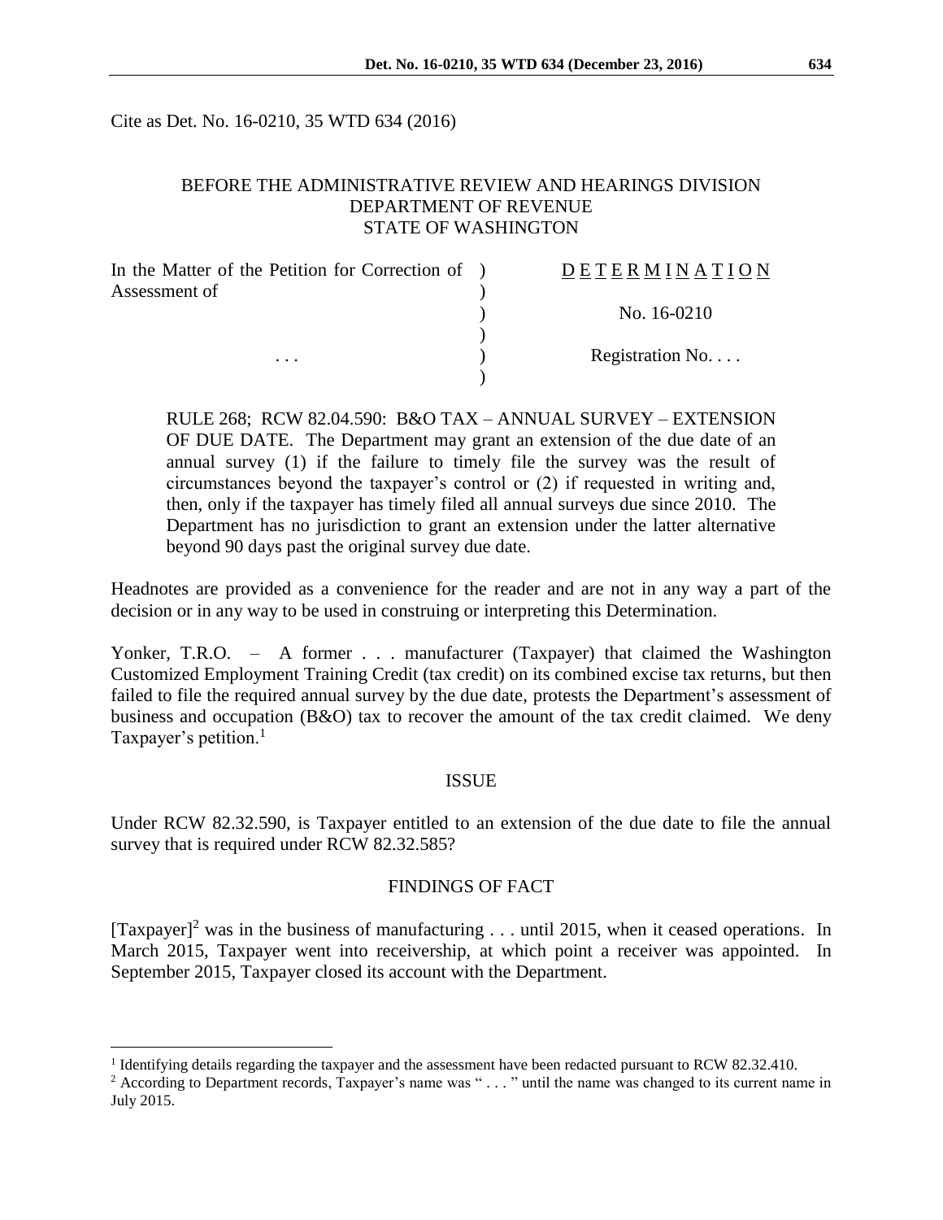Cite as Det. No. 16-0210, 35 WTD 634 (2016)

BEFORE THE ADMINISTRATIVE REVIEW AND HEARINGS DIVISION
DEPARTMENT OF REVENUE
STATE OF WASHINGTON

| | |
|---|---|
| In the Matter of the Petition for Correction of Assessment of | D E T E R M I N A T I O N |
| | No. 16-0210 |
| . . . | Registration No. . . . |

RULE 268; RCW 82.04.590: B&O TAX – ANNUAL SURVEY – EXTENSION OF DUE DATE. The Department may grant an extension of the due date of an annual survey (1) if the failure to timely file the survey was the result of circumstances beyond the taxpayer's control or (2) if requested in writing and, then, only if the taxpayer has timely filed all annual surveys due since 2010. The Department has no jurisdiction to grant an extension under the latter alternative beyond 90 days past the original survey due date.

Headnotes are provided as a convenience for the reader and are not in any way a part of the decision or in any way to be used in construing or interpreting this Determination.

Yonker, T.R.O. – A former . . . manufacturer (Taxpayer) that claimed the Washington Customized Employment Training Credit (tax credit) on its combined excise tax returns, but then failed to file the required annual survey by the due date, protests the Department's assessment of business and occupation (B&O) tax to recover the amount of the tax credit claimed. We deny Taxpayer's petition.[1]

## ISSUE

Under RCW 82.32.590, is Taxpayer entitled to an extension of the due date to file the annual survey that is required under RCW 82.32.585?

## FINDINGS OF FACT

[Taxpayer][2] was in the business of manufacturing . . . until 2015, when it ceased operations. In March 2015, Taxpayer went into receivership, at which point a receiver was appointed. In September 2015, Taxpayer closed its account with the Department.

---

[1] Identifying details regarding the taxpayer and the assessment have been redacted pursuant to RCW 82.32.410.

[2] According to Department records, Taxpayer's name was " . . . " until the name was changed to its current name in July 2015.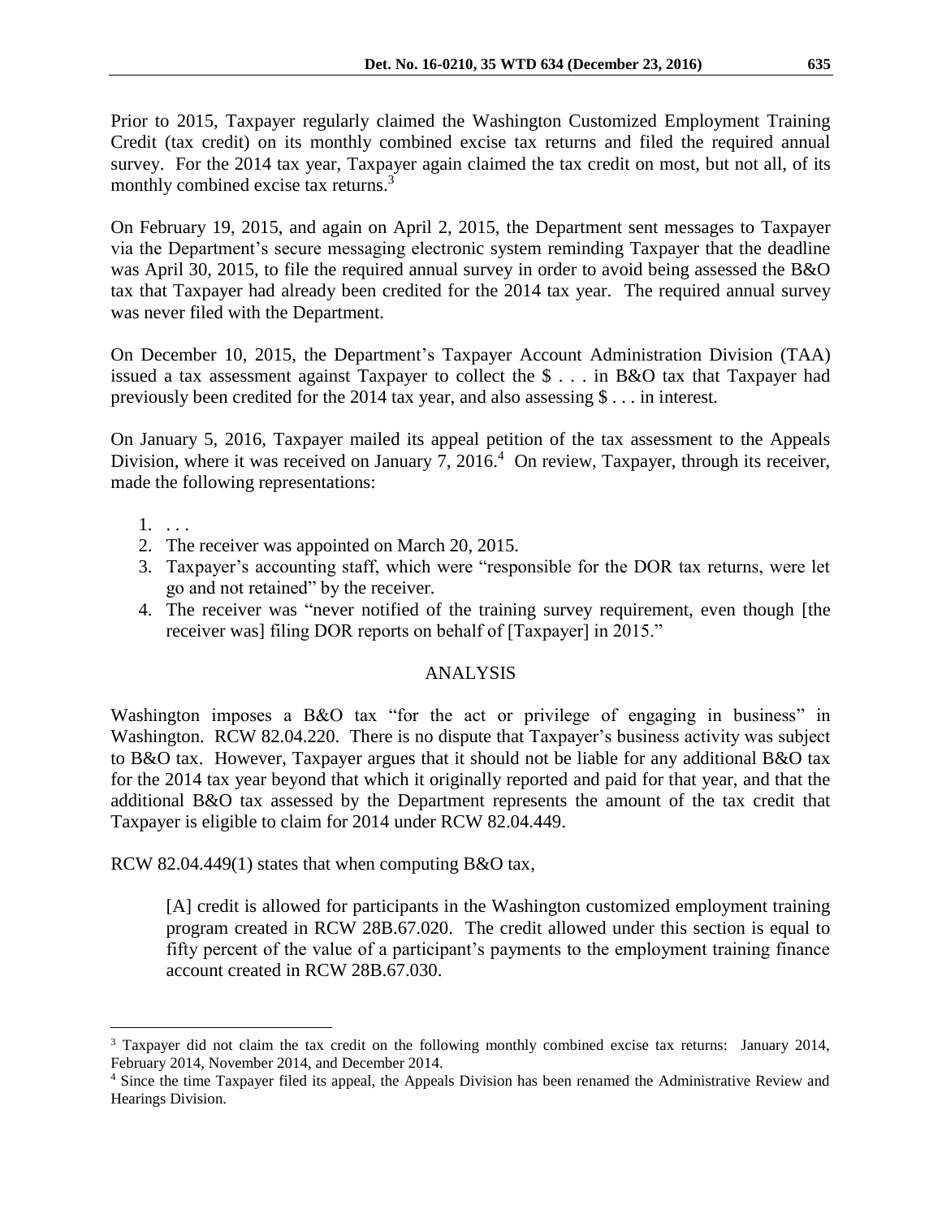Prior to 2015, Taxpayer regularly claimed the Washington Customized Employment Training Credit (tax credit) on its monthly combined excise tax returns and filed the required annual survey. For the 2014 tax year, Taxpayer again claimed the tax credit on most, but not all, of its monthly combined excise tax returns.[3]

On February 19, 2015, and again on April 2, 2015, the Department sent messages to Taxpayer via the Department's secure messaging electronic system reminding Taxpayer that the deadline was April 30, 2015, to file the required annual survey in order to avoid being assessed the B&O tax that Taxpayer had already been credited for the 2014 tax year. The required annual survey was never filed with the Department.

On December 10, 2015, the Department's Taxpayer Account Administration Division (TAA) issued a tax assessment against Taxpayer to collect the $ . . . in B&O tax that Taxpayer had previously been credited for the 2014 tax year, and also assessing $ . . . in interest.

On January 5, 2016, Taxpayer mailed its appeal petition of the tax assessment to the Appeals Division, where it was received on January 7, 2016.[4] On review, Taxpayer, through its receiver, made the following representations:

1. . . .
2. The receiver was appointed on March 20, 2015.
3. Taxpayer's accounting staff, which were "responsible for the DOR tax returns, were let go and not retained" by the receiver.
4. The receiver was "never notified of the training survey requirement, even though [the receiver was] filing DOR reports on behalf of [Taxpayer] in 2015."

## ANALYSIS

Washington imposes a B&O tax "for the act or privilege of engaging in business" in Washington. RCW 82.04.220. There is no dispute that Taxpayer's business activity was subject to B&O tax. However, Taxpayer argues that it should not be liable for any additional B&O tax for the 2014 tax year beyond that which it originally reported and paid for that year, and that the additional B&O tax assessed by the Department represents the amount of the tax credit that Taxpayer is eligible to claim for 2014 under RCW 82.04.449.

RCW 82.04.449(1) states that when computing B&O tax,

> [A] credit is allowed for participants in the Washington customized employment training program created in RCW 28B.67.020. The credit allowed under this section is equal to fifty percent of the value of a participant's payments to the employment training finance account created in RCW 28B.67.030.

---

[3] Taxpayer did not claim the tax credit on the following monthly combined excise tax returns: January 2014, February 2014, November 2014, and December 2014.

[4] Since the time Taxpayer filed its appeal, the Appeals Division has been renamed the Administrative Review and Hearings Division.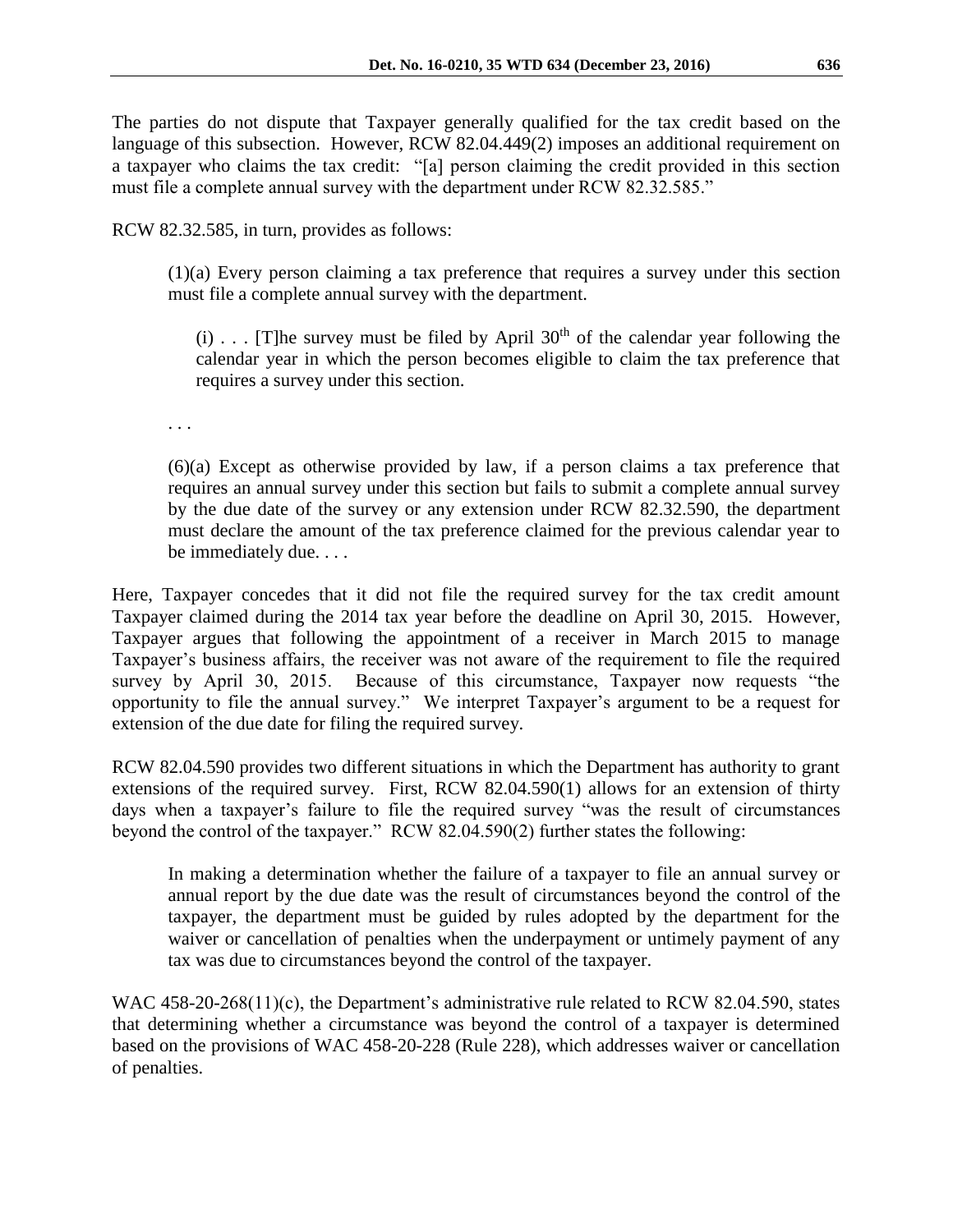The parties do not dispute that Taxpayer generally qualified for the tax credit based on the language of this subsection. However, RCW 82.04.449(2) imposes an additional requirement on a taxpayer who claims the tax credit: "[a] person claiming the credit provided in this section must file a complete annual survey with the department under RCW 82.32.585."

RCW 82.32.585, in turn, provides as follows:

> (1)(a) Every person claiming a tax preference that requires a survey under this section must file a complete annual survey with the department.
>
> > (i) . . . [T]he survey must be filed by April 30th of the calendar year following the calendar year in which the person becomes eligible to claim the tax preference that requires a survey under this section.
>
> . . .
>
> (6)(a) Except as otherwise provided by law, if a person claims a tax preference that requires an annual survey under this section but fails to submit a complete annual survey by the due date of the survey or any extension under RCW 82.32.590, the department must declare the amount of the tax preference claimed for the previous calendar year to be immediately due. . . .

Here, Taxpayer concedes that it did not file the required survey for the tax credit amount Taxpayer claimed during the 2014 tax year before the deadline on April 30, 2015. However, Taxpayer argues that following the appointment of a receiver in March 2015 to manage Taxpayer's business affairs, the receiver was not aware of the requirement to file the required survey by April 30, 2015. Because of this circumstance, Taxpayer now requests "the opportunity to file the annual survey." We interpret Taxpayer's argument to be a request for extension of the due date for filing the required survey.

RCW 82.04.590 provides two different situations in which the Department has authority to grant extensions of the required survey. First, RCW 82.04.590(1) allows for an extension of thirty days when a taxpayer's failure to file the required survey "was the result of circumstances beyond the control of the taxpayer." RCW 82.04.590(2) further states the following:

> In making a determination whether the failure of a taxpayer to file an annual survey or annual report by the due date was the result of circumstances beyond the control of the taxpayer, the department must be guided by rules adopted by the department for the waiver or cancellation of penalties when the underpayment or untimely payment of any tax was due to circumstances beyond the control of the taxpayer.

WAC 458-20-268(11)(c), the Department's administrative rule related to RCW 82.04.590, states that determining whether a circumstance was beyond the control of a taxpayer is determined based on the provisions of WAC 458-20-228 (Rule 228), which addresses waiver or cancellation of penalties.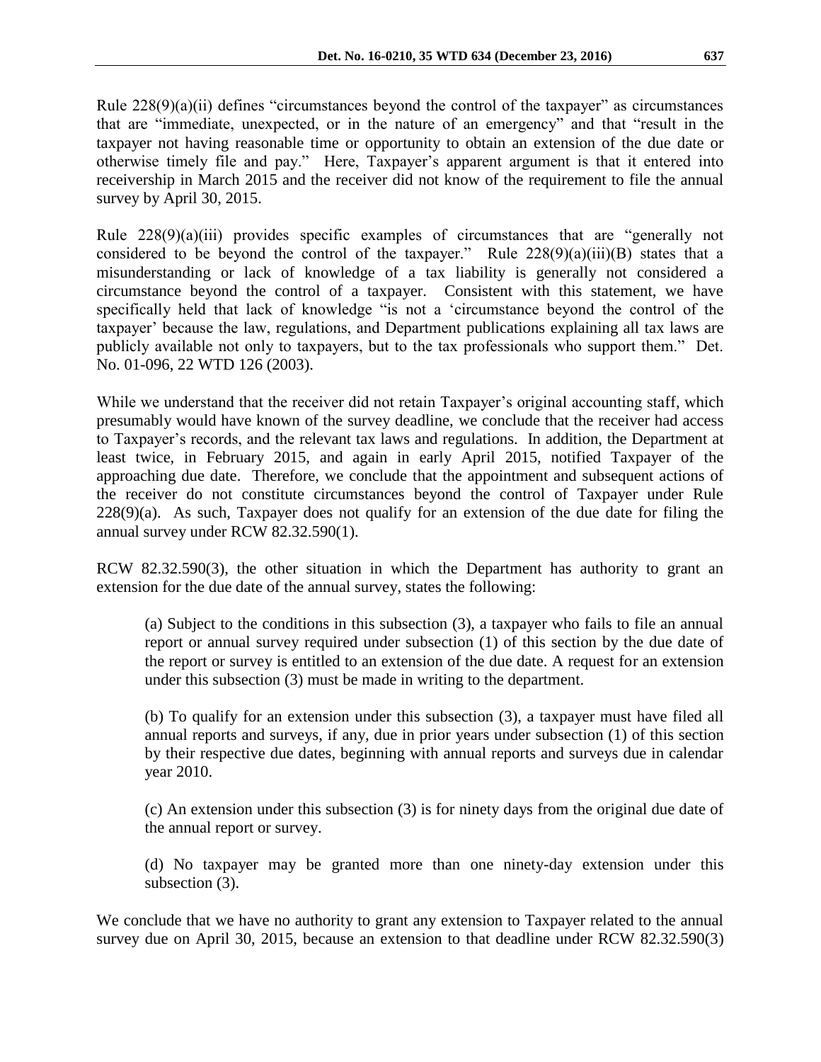Rule 228(9)(a)(ii) defines "circumstances beyond the control of the taxpayer" as circumstances that are "immediate, unexpected, or in the nature of an emergency" and that "result in the taxpayer not having reasonable time or opportunity to obtain an extension of the due date or otherwise timely file and pay." Here, Taxpayer's apparent argument is that it entered into receivership in March 2015 and the receiver did not know of the requirement to file the annual survey by April 30, 2015.

Rule 228(9)(a)(iii) provides specific examples of circumstances that are "generally not considered to be beyond the control of the taxpayer." Rule 228(9)(a)(iii)(B) states that a misunderstanding or lack of knowledge of a tax liability is generally not considered a circumstance beyond the control of a taxpayer. Consistent with this statement, we have specifically held that lack of knowledge "is not a 'circumstance beyond the control of the taxpayer' because the law, regulations, and Department publications explaining all tax laws are publicly available not only to taxpayers, but to the tax professionals who support them." Det. No. 01-096, 22 WTD 126 (2003).

While we understand that the receiver did not retain Taxpayer's original accounting staff, which presumably would have known of the survey deadline, we conclude that the receiver had access to Taxpayer's records, and the relevant tax laws and regulations. In addition, the Department at least twice, in February 2015, and again in early April 2015, notified Taxpayer of the approaching due date. Therefore, we conclude that the appointment and subsequent actions of the receiver do not constitute circumstances beyond the control of Taxpayer under Rule 228(9)(a). As such, Taxpayer does not qualify for an extension of the due date for filing the annual survey under RCW 82.32.590(1).

RCW 82.32.590(3), the other situation in which the Department has authority to grant an extension for the due date of the annual survey, states the following:

> (a) Subject to the conditions in this subsection (3), a taxpayer who fails to file an annual report or annual survey required under subsection (1) of this section by the due date of the report or survey is entitled to an extension of the due date. A request for an extension under this subsection (3) must be made in writing to the department.
>
> (b) To qualify for an extension under this subsection (3), a taxpayer must have filed all annual reports and surveys, if any, due in prior years under subsection (1) of this section by their respective due dates, beginning with annual reports and surveys due in calendar year 2010.
>
> (c) An extension under this subsection (3) is for ninety days from the original due date of the annual report or survey.
>
> (d) No taxpayer may be granted more than one ninety-day extension under this subsection (3).

We conclude that we have no authority to grant any extension to Taxpayer related to the annual survey due on April 30, 2015, because an extension to that deadline under RCW 82.32.590(3)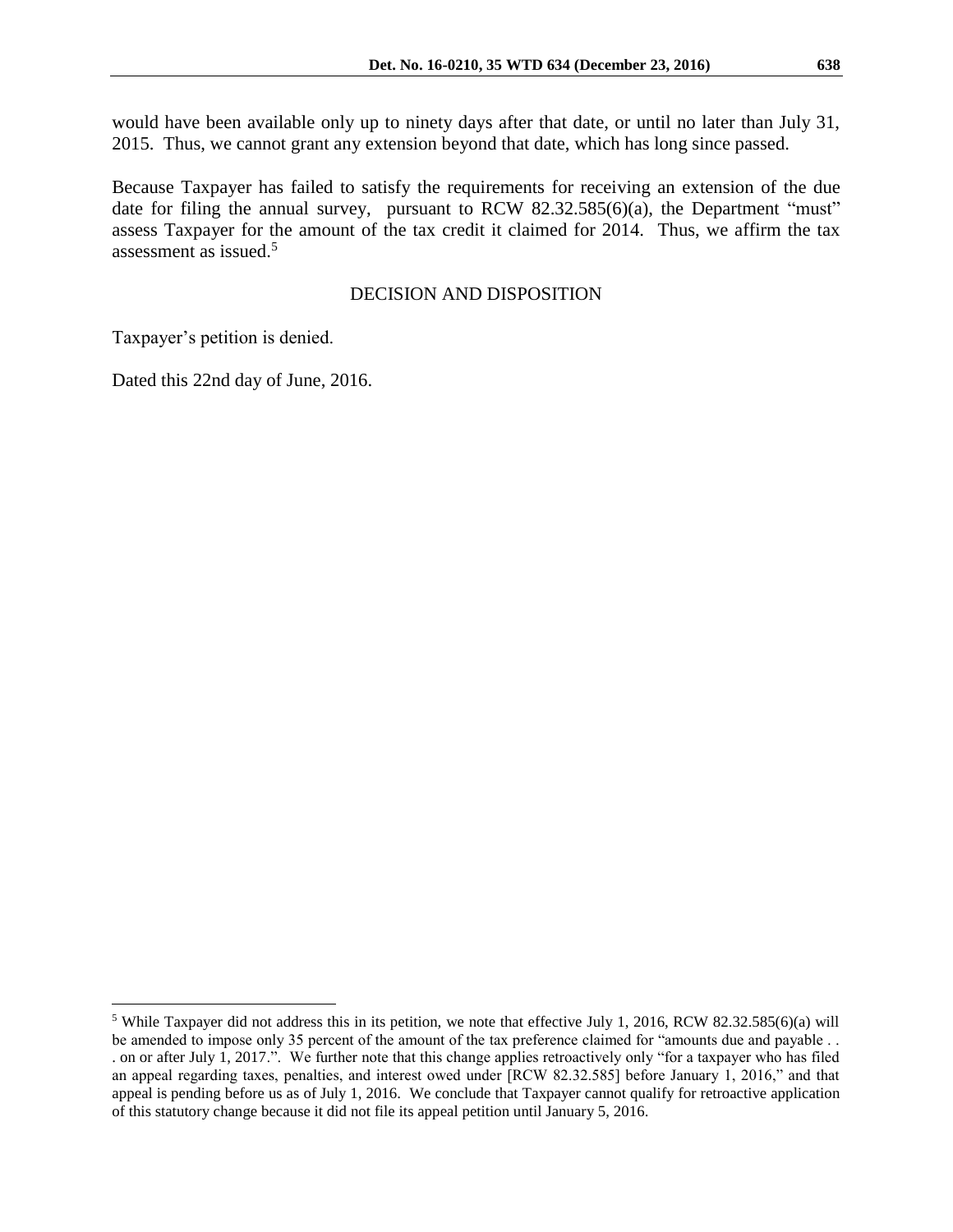would have been available only up to ninety days after that date, or until no later than July 31, 2015. Thus, we cannot grant any extension beyond that date, which has long since passed.

Because Taxpayer has failed to satisfy the requirements for receiving an extension of the due date for filing the annual survey, pursuant to RCW 82.32.585(6)(a), the Department "must" assess Taxpayer for the amount of the tax credit it claimed for 2014. Thus, we affirm the tax assessment as issued.[5]

## DECISION AND DISPOSITION

Taxpayer's petition is denied.

Dated this 22nd day of June, 2016.

---

[5] While Taxpayer did not address this in its petition, we note that effective July 1, 2016, RCW 82.32.585(6)(a) will be amended to impose only 35 percent of the amount of the tax preference claimed for "amounts due and payable . . . on or after July 1, 2017.". We further note that this change applies retroactively only "for a taxpayer who has filed an appeal regarding taxes, penalties, and interest owed under [RCW 82.32.585] before January 1, 2016," and that appeal is pending before us as of July 1, 2016. We conclude that Taxpayer cannot qualify for retroactive application of this statutory change because it did not file its appeal petition until January 5, 2016.